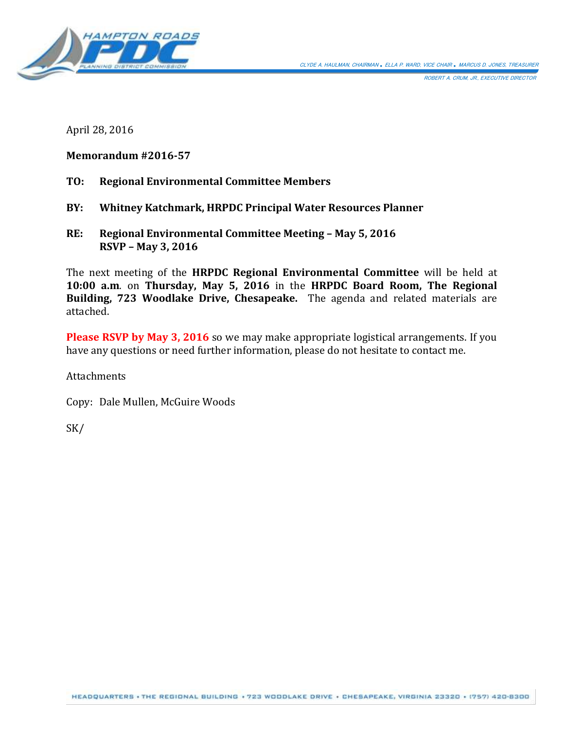HAMPTON ROADS PDC PLANNING DISTRICT COMMISSION

CLYDE A. HAULMAN, CHAIRMAN • ELLA P. WARD, VICE CHAIR • MARCUS D. JONES, TREASURER

ROBERT A. CRUM, JR., EXECUTIVE DIRECTOR

April 28, 2016

**Memorandum #2016-57**

**TO: Regional Environmental Committee Members**

**BY: Whitney Katchmark, HRPDC Principal Water Resources Planner**

**RE: Regional Environmental Committee Meeting – May 5, 2016**
**RSVP – May 3, 2016**

The next meeting of the **HRPDC Regional Environmental Committee** will be held at **10:00 a.m**. on **Thursday, May 5, 2016** in the **HRPDC Board Room, The Regional Building, 723 Woodlake Drive, Chesapeake.** The agenda and related materials are attached.

**Please RSVP by May 3, 2016** so we may make appropriate logistical arrangements. If you have any questions or need further information, please do not hesitate to contact me.

Attachments

Copy: Dale Mullen, McGuire Woods

SK/

HEADQUARTERS • THE REGIONAL BUILDING • 723 WOODLAKE DRIVE • CHESAPEAKE, VIRGINIA 23320 • (757) 420-8300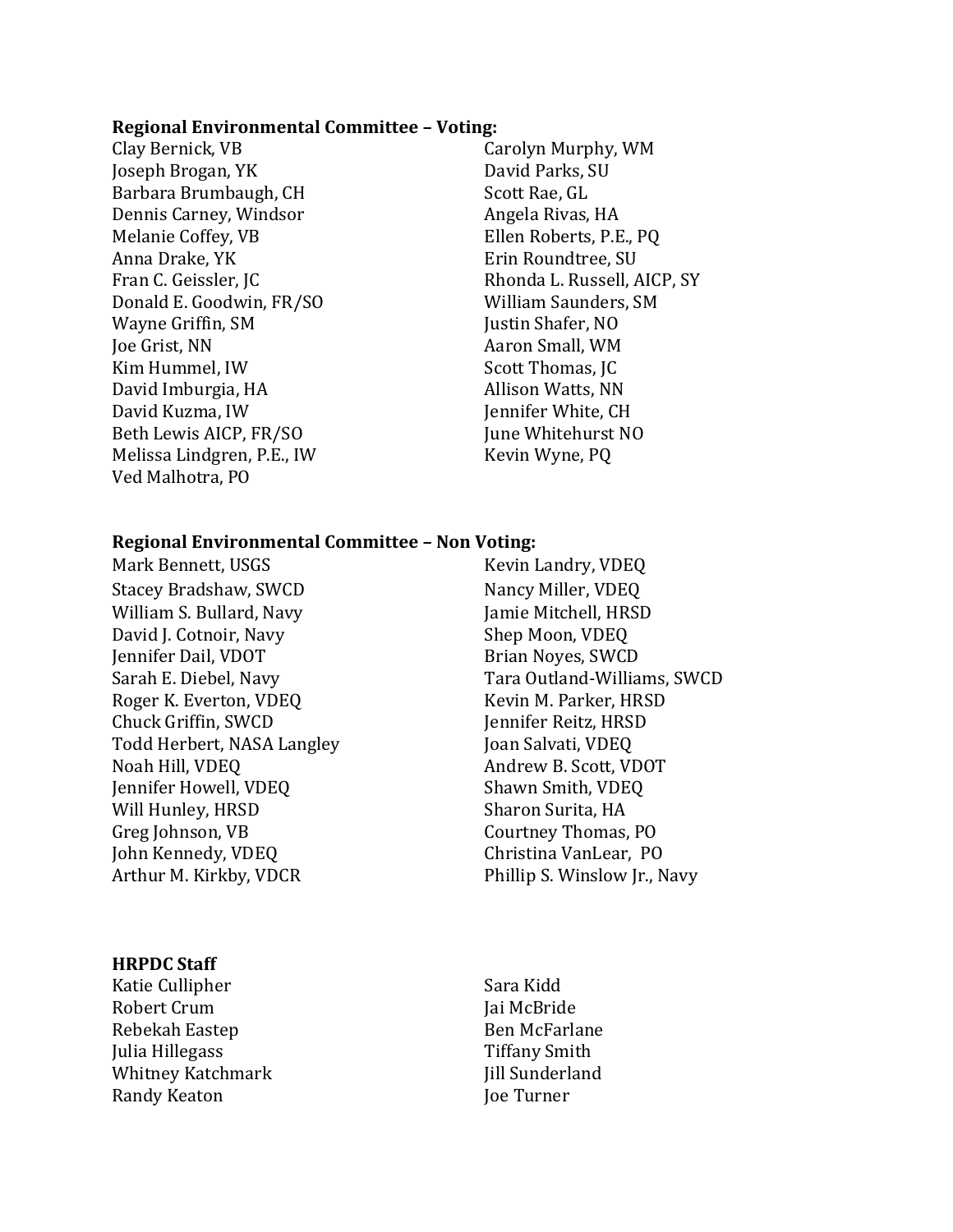**Regional Environmental Committee – Voting:**

Clay Bernick, VB
Joseph Brogan, YK
Barbara Brumbaugh, CH
Dennis Carney, Windsor
Melanie Coffey, VB
Anna Drake, YK
Fran C. Geissler, JC
Donald E. Goodwin, FR/SO
Wayne Griffin, SM
Joe Grist, NN
Kim Hummel, IW
David Imburgia, HA
David Kuzma, IW
Beth Lewis AICP, FR/SO
Melissa Lindgren, P.E., IW
Ved Malhotra, PO
Carolyn Murphy, WM
David Parks, SU
Scott Rae, GL
Angela Rivas, HA
Ellen Roberts, P.E., PQ
Erin Roundtree, SU
Rhonda L. Russell, AICP, SY
William Saunders, SM
Justin Shafer, NO
Aaron Small, WM
Scott Thomas, JC
Allison Watts, NN
Jennifer White, CH
June Whitehurst NO
Kevin Wyne, PQ

**Regional Environmental Committee – Non Voting:**

Mark Bennett, USGS
Stacey Bradshaw, SWCD
William S. Bullard, Navy
David J. Cotnoir, Navy
Jennifer Dail, VDOT
Sarah E. Diebel, Navy
Roger K. Everton, VDEQ
Chuck Griffin, SWCD
Todd Herbert, NASA Langley
Noah Hill, VDEQ
Jennifer Howell, VDEQ
Will Hunley, HRSD
Greg Johnson, VB
John Kennedy, VDEQ
Arthur M. Kirkby, VDCR
Kevin Landry, VDEQ
Nancy Miller, VDEQ
Jamie Mitchell, HRSD
Shep Moon, VDEQ
Brian Noyes, SWCD
Tara Outland-Williams, SWCD
Kevin M. Parker, HRSD
Jennifer Reitz, HRSD
Joan Salvati, VDEQ
Andrew B. Scott, VDOT
Shawn Smith, VDEQ
Sharon Surita, HA
Courtney Thomas, PO
Christina VanLear, PO
Phillip S. Winslow Jr., Navy

**HRPDC Staff**

Katie Cullipher
Robert Crum
Rebekah Eastep
Julia Hillegass
Whitney Katchmark
Randy Keaton
Sara Kidd
Jai McBride
Ben McFarlane
Tiffany Smith
Jill Sunderland
Joe Turner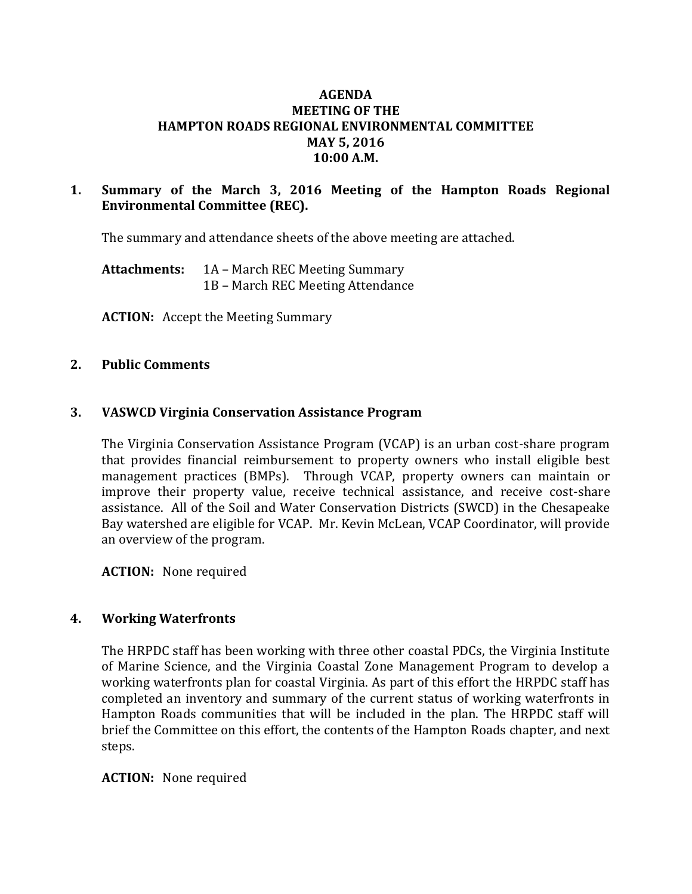# AGENDA
## MEETING OF THE
## HAMPTON ROADS REGIONAL ENVIRONMENTAL COMMITTEE
## MAY 5, 2016
## 10:00 A.M.

### 1. Summary of the March 3, 2016 Meeting of the Hampton Roads Regional Environmental Committee (REC).

The summary and attendance sheets of the above meeting are attached.

**Attachments:** 1A – March REC Meeting Summary
1B – March REC Meeting Attendance

**ACTION:** Accept the Meeting Summary

### 2. Public Comments

### 3. VASWCD Virginia Conservation Assistance Program

The Virginia Conservation Assistance Program (VCAP) is an urban cost-share program that provides financial reimbursement to property owners who install eligible best management practices (BMPs). Through VCAP, property owners can maintain or improve their property value, receive technical assistance, and receive cost-share assistance. All of the Soil and Water Conservation Districts (SWCD) in the Chesapeake Bay watershed are eligible for VCAP. Mr. Kevin McLean, VCAP Coordinator, will provide an overview of the program.

**ACTION:** None required

### 4. Working Waterfronts

The HRPDC staff has been working with three other coastal PDCs, the Virginia Institute of Marine Science, and the Virginia Coastal Zone Management Program to develop a working waterfronts plan for coastal Virginia. As part of this effort the HRPDC staff has completed an inventory and summary of the current status of working waterfronts in Hampton Roads communities that will be included in the plan. The HRPDC staff will brief the Committee on this effort, the contents of the Hampton Roads chapter, and next steps.

**ACTION:** None required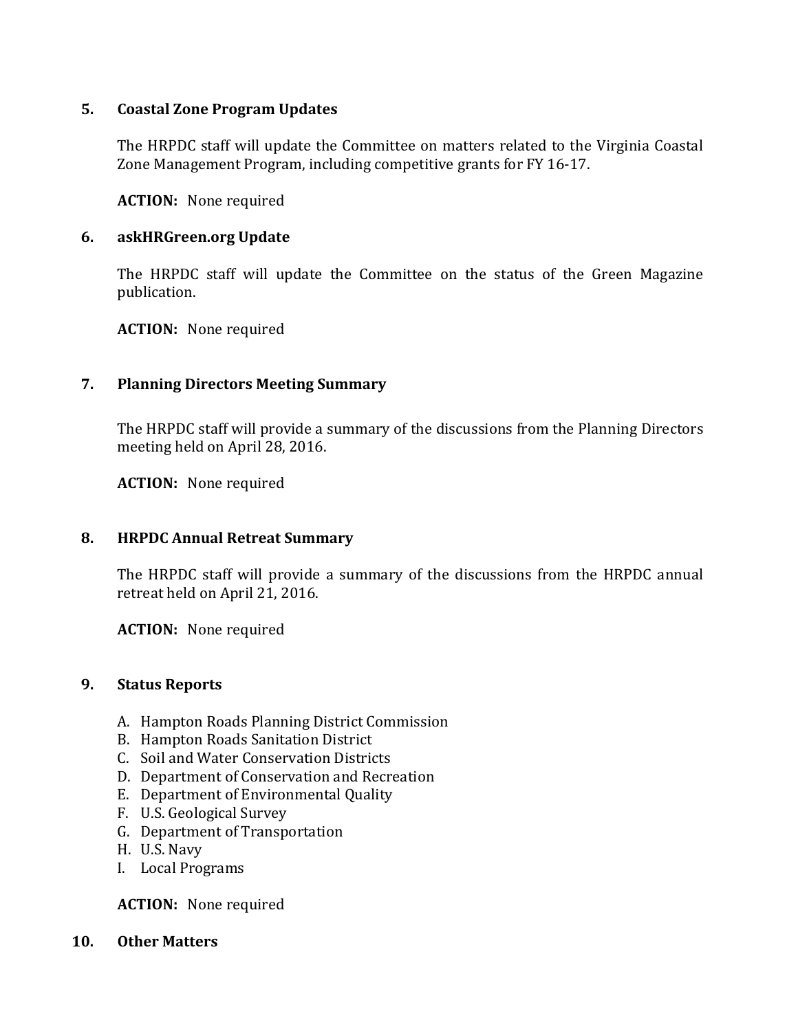5. **Coastal Zone Program Updates**

   The HRPDC staff will update the Committee on matters related to the Virginia Coastal Zone Management Program, including competitive grants for FY 16-17.

   **ACTION:** None required

6. **askHRGreen.org Update**

   The HRPDC staff will update the Committee on the status of the Green Magazine publication.

   **ACTION:** None required

7. **Planning Directors Meeting Summary**

   The HRPDC staff will provide a summary of the discussions from the Planning Directors meeting held on April 28, 2016.

   **ACTION:** None required

8. **HRPDC Annual Retreat Summary**

   The HRPDC staff will provide a summary of the discussions from the HRPDC annual retreat held on April 21, 2016.

   **ACTION:** None required

9. **Status Reports**

   A. Hampton Roads Planning District Commission
   B. Hampton Roads Sanitation District
   C. Soil and Water Conservation Districts
   D. Department of Conservation and Recreation
   E. Department of Environmental Quality
   F. U.S. Geological Survey
   G. Department of Transportation
   H. U.S. Navy
   I. Local Programs

   **ACTION:** None required

10. **Other Matters**